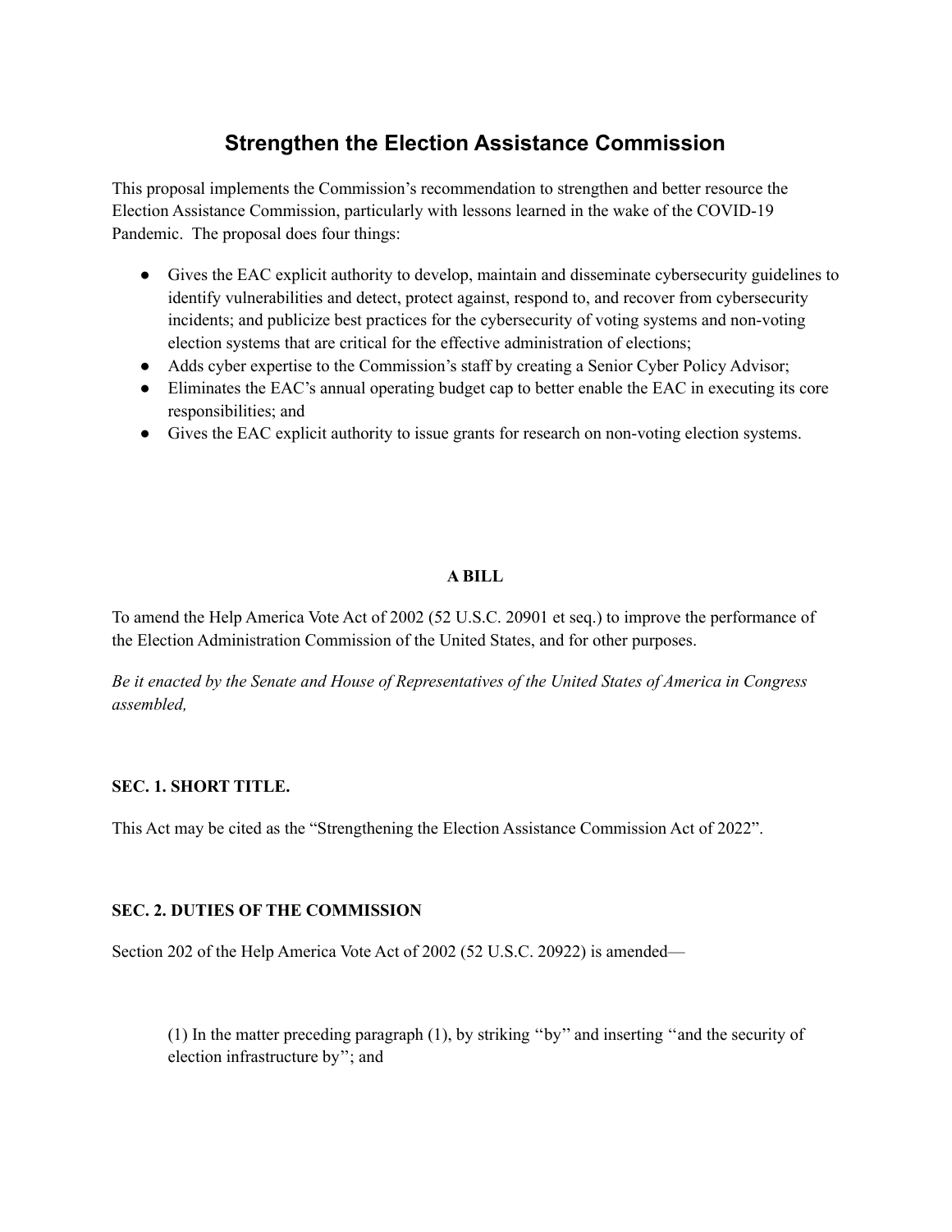# Strengthen the Election Assistance Commission

This proposal implements the Commission's recommendation to strengthen and better resource the Election Assistance Commission, particularly with lessons learned in the wake of the COVID-19 Pandemic. The proposal does four things:

- Gives the EAC explicit authority to develop, maintain and disseminate cybersecurity guidelines to identify vulnerabilities and detect, protect against, respond to, and recover from cybersecurity incidents; and publicize best practices for the cybersecurity of voting systems and non-voting election systems that are critical for the effective administration of elections;
- Adds cyber expertise to the Commission's staff by creating a Senior Cyber Policy Advisor;
- Eliminates the EAC's annual operating budget cap to better enable the EAC in executing its core responsibilities; and
- Gives the EAC explicit authority to issue grants for research on non-voting election systems.

**A BILL**

To amend the Help America Vote Act of 2002 (52 U.S.C. 20901 et seq.) to improve the performance of the Election Administration Commission of the United States, and for other purposes.

*Be it enacted by the Senate and House of Representatives of the United States of America in Congress assembled,*

**SEC. 1. SHORT TITLE.**

This Act may be cited as the "Strengthening the Election Assistance Commission Act of 2022".

**SEC. 2. DUTIES OF THE COMMISSION**

Section 202 of the Help America Vote Act of 2002 (52 U.S.C. 20922) is amended—

(1) In the matter preceding paragraph (1), by striking ''by'' and inserting ''and the security of election infrastructure by''; and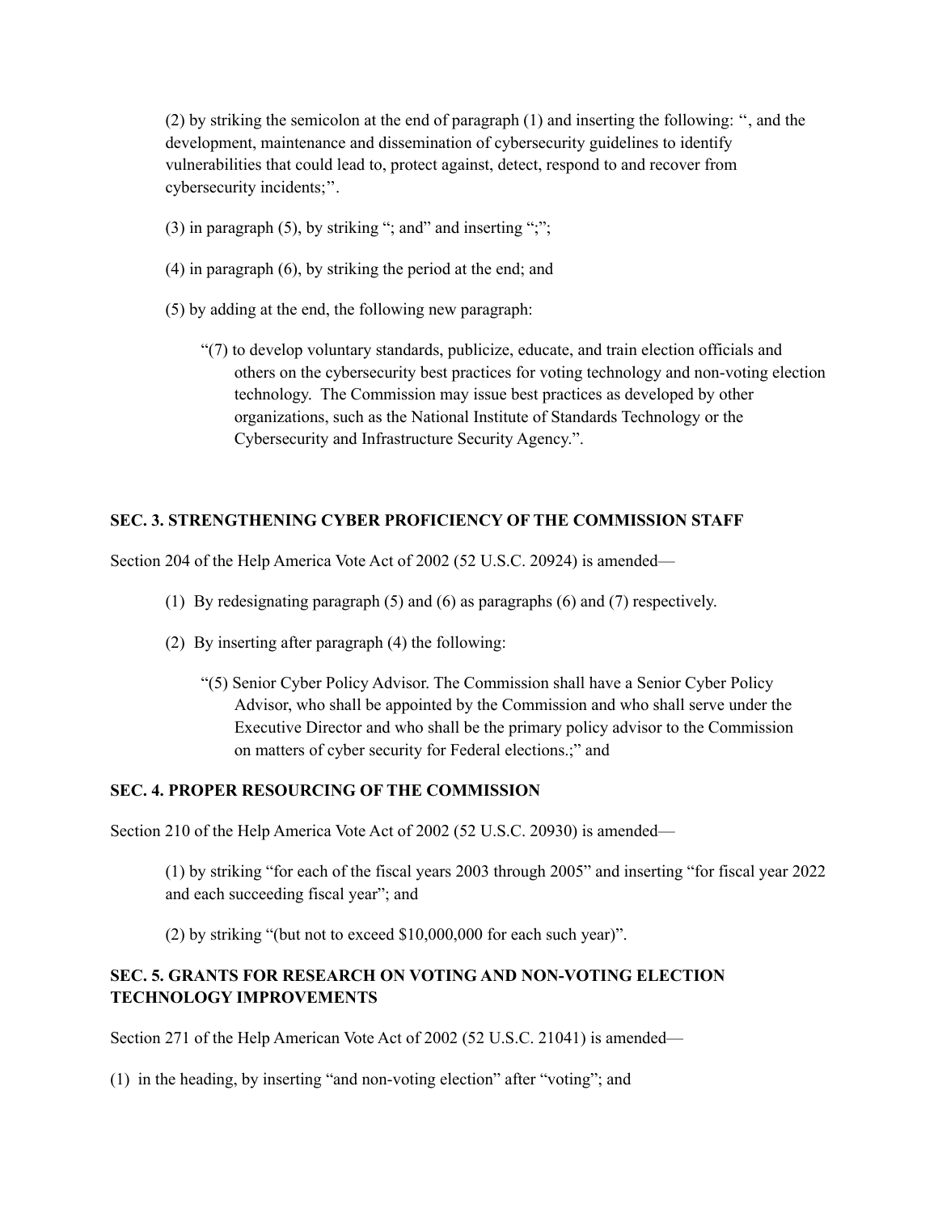(2) by striking the semicolon at the end of paragraph (1) and inserting the following: ", and the development, maintenance and dissemination of cybersecurity guidelines to identify vulnerabilities that could lead to, protect against, detect, respond to and recover from cybersecurity incidents;".

(3) in paragraph (5), by striking "; and" and inserting ";";

(4) in paragraph (6), by striking the period at the end; and

(5) by adding at the end, the following new paragraph:

> "(7) to develop voluntary standards, publicize, educate, and train election officials and others on the cybersecurity best practices for voting technology and non-voting election technology. The Commission may issue best practices as developed by other organizations, such as the National Institute of Standards Technology or the Cybersecurity and Infrastructure Security Agency.".

**SEC. 3. STRENGTHENING CYBER PROFICIENCY OF THE COMMISSION STAFF**

Section 204 of the Help America Vote Act of 2002 (52 U.S.C. 20924) is amended—

(1) By redesignating paragraph (5) and (6) as paragraphs (6) and (7) respectively.

(2) By inserting after paragraph (4) the following:

> "(5) Senior Cyber Policy Advisor. The Commission shall have a Senior Cyber Policy Advisor, who shall be appointed by the Commission and who shall serve under the Executive Director and who shall be the primary policy advisor to the Commission on matters of cyber security for Federal elections.;" and

**SEC. 4. PROPER RESOURCING OF THE COMMISSION**

Section 210 of the Help America Vote Act of 2002 (52 U.S.C. 20930) is amended—

(1) by striking "for each of the fiscal years 2003 through 2005" and inserting "for fiscal year 2022 and each succeeding fiscal year"; and

(2) by striking "(but not to exceed $10,000,000 for each such year)".

**SEC. 5. GRANTS FOR RESEARCH ON VOTING AND NON-VOTING ELECTION TECHNOLOGY IMPROVEMENTS**

Section 271 of the Help American Vote Act of 2002 (52 U.S.C. 21041) is amended—

(1) in the heading, by inserting "and non-voting election" after "voting"; and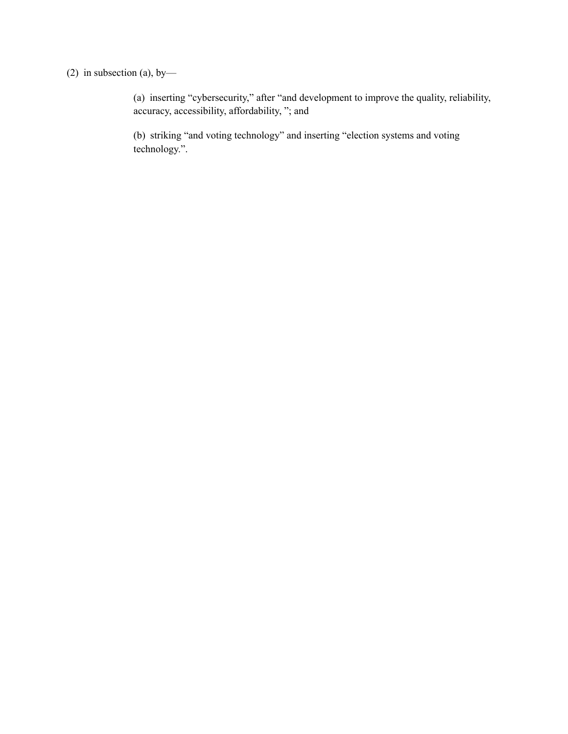(2) in subsection (a), by—

> (a) inserting "cybersecurity," after "and development to improve the quality, reliability, accuracy, accessibility, affordability, "; and
>
> (b) striking "and voting technology" and inserting "election systems and voting technology.".